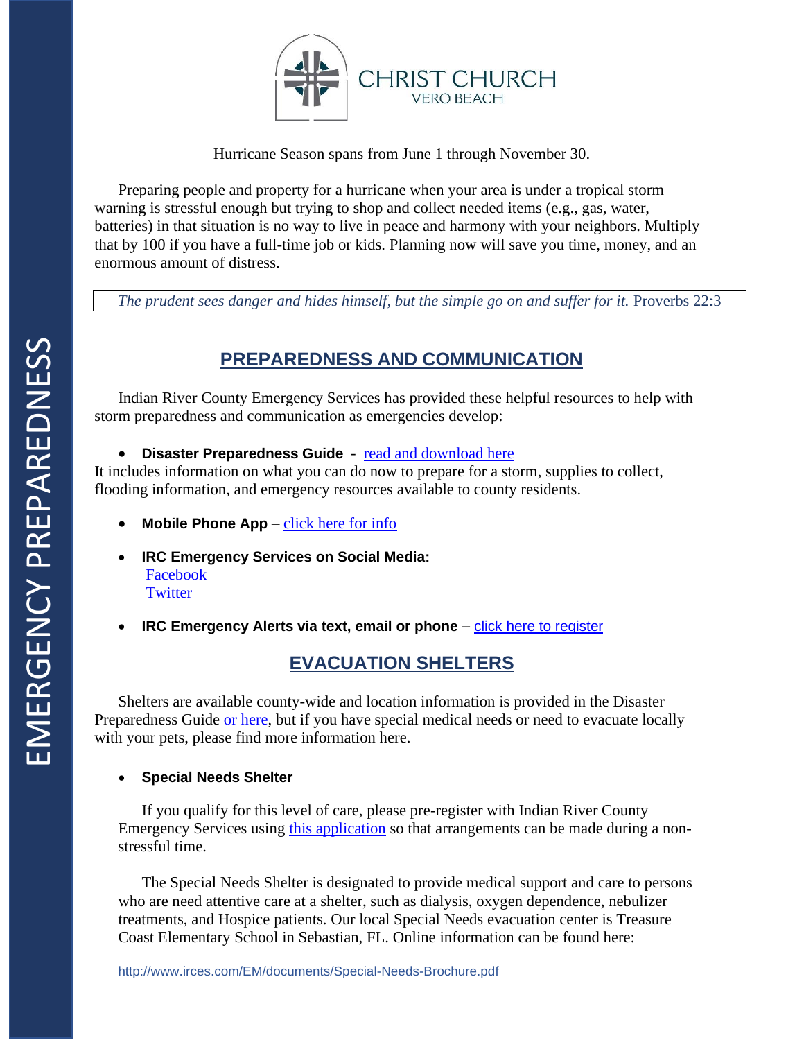CHRIST CHURCH
VERO BEACH

EMERGENCY PREPAREDNESS

Hurricane Season spans from June 1 through November 30.

Preparing people and property for a hurricane when your area is under a tropical storm warning is stressful enough but trying to shop and collect needed items (e.g., gas, water, batteries) in that situation is no way to live in peace and harmony with your neighbors. Multiply that by 100 if you have a full-time job or kids. Planning now will save you time, money, and an enormous amount of distress.

*The prudent sees danger and hides himself, but the simple go on and suffer for it.* Proverbs 22:3

## PREPAREDNESS AND COMMUNICATION

Indian River County Emergency Services has provided these helpful resources to help with storm preparedness and communication as emergencies develop:

- **Disaster Preparedness Guide** - read and download here

It includes information on what you can do now to prepare for a storm, supplies to collect, flooding information, and emergency resources available to county residents.

- **Mobile Phone App** – click here for info
- **IRC Emergency Services on Social Media:**
  Facebook
  Twitter
- **IRC Emergency Alerts via text, email or phone** – click here to register

## EVACUATION SHELTERS

Shelters are available county-wide and location information is provided in the Disaster Preparedness Guide or here, but if you have special medical needs or need to evacuate locally with your pets, please find more information here.

- **Special Needs Shelter**

  If you qualify for this level of care, please pre-register with Indian River County Emergency Services using this application so that arrangements can be made during a non-stressful time.

  The Special Needs Shelter is designated to provide medical support and care to persons who are need attentive care at a shelter, such as dialysis, oxygen dependence, nebulizer treatments, and Hospice patients. Our local Special Needs evacuation center is Treasure Coast Elementary School in Sebastian, FL. Online information can be found here:

  http://www.irces.com/EM/documents/Special-Needs-Brochure.pdf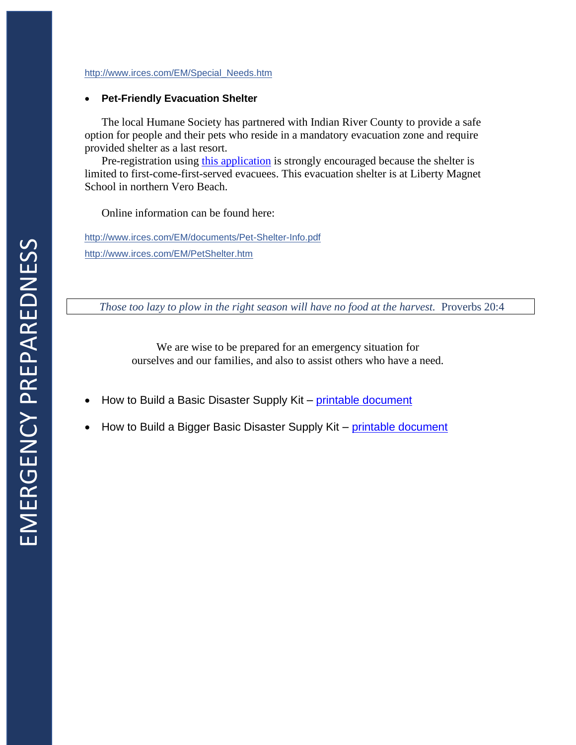http://www.irces.com/EM/Special_Needs.htm

- **Pet-Friendly Evacuation Shelter**

The local Humane Society has partnered with Indian River County to provide a safe option for people and their pets who reside in a mandatory evacuation zone and require provided shelter as a last resort.

Pre-registration using this application is strongly encouraged because the shelter is limited to first-come-first-served evacuees. This evacuation shelter is at Liberty Magnet School in northern Vero Beach.

Online information can be found here:

http://www.irces.com/EM/documents/Pet-Shelter-Info.pdf

http://www.irces.com/EM/PetShelter.htm

*Those too lazy to plow in the right season will have no food at the harvest.* Proverbs 20:4

We are wise to be prepared for an emergency situation for ourselves and our families, and also to assist others who have a need.

- How to Build a Basic Disaster Supply Kit – printable document
- How to Build a Bigger Basic Disaster Supply Kit – printable document